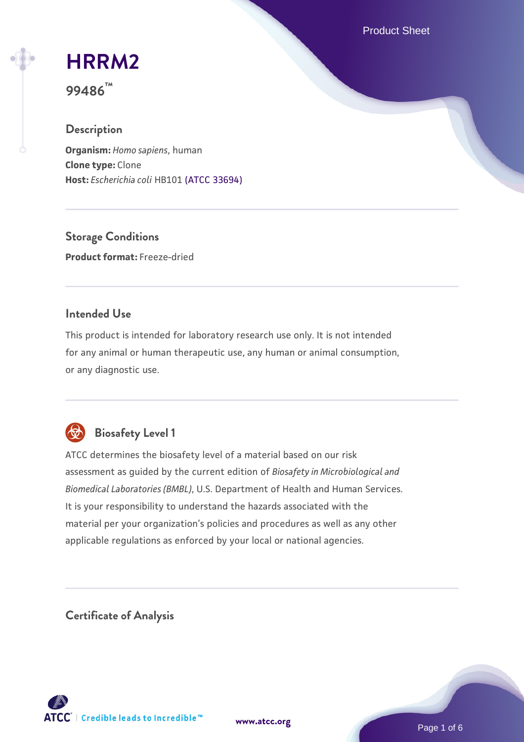# HRRM2

**99486™**

## Description

**Organism:** *Homo sapiens*, human
**Clone type:** Clone
**Host:** *Escherichia coli* HB101 (ATCC 33694)

## Storage Conditions

**Product format:** Freeze-dried

## Intended Use

This product is intended for laboratory research use only. It is not intended for any animal or human therapeutic use, any human or animal consumption, or any diagnostic use.

## Biosafety Level 1

ATCC determines the biosafety level of a material based on our risk assessment as guided by the current edition of *Biosafety in Microbiological and Biomedical Laboratories (BMBL)*, U.S. Department of Health and Human Services. It is your responsibility to understand the hazards associated with the material per your organization's policies and procedures as well as any other applicable regulations as enforced by your local or national agencies.

## Certificate of Analysis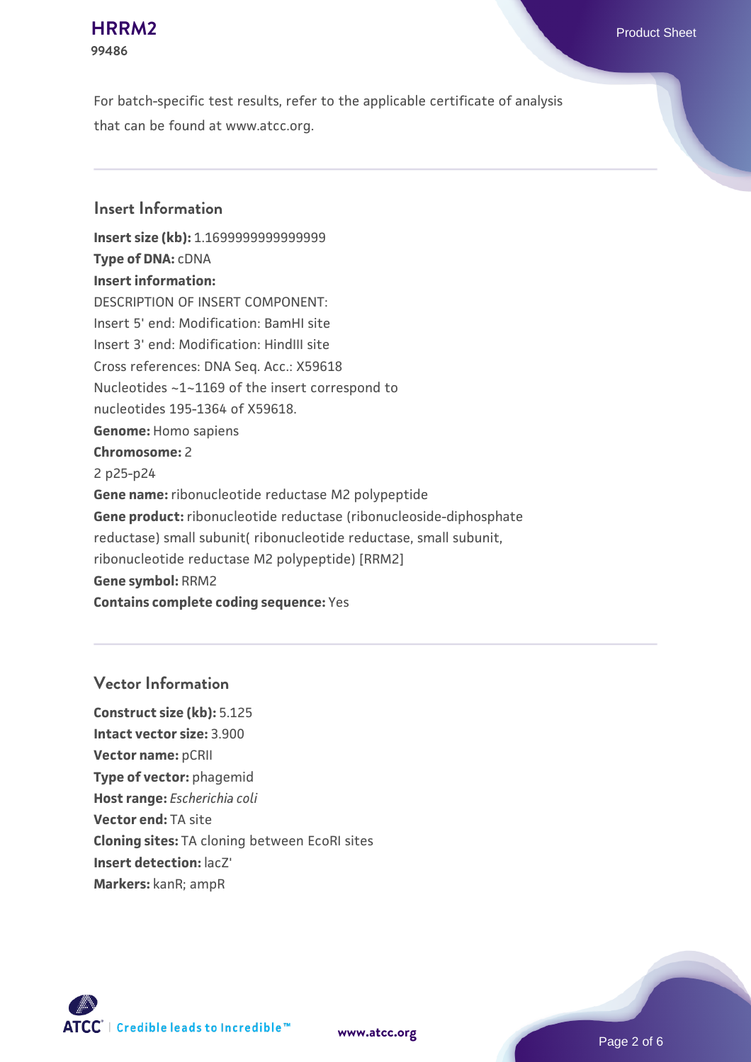For batch-specific test results, refer to the applicable certificate of analysis that can be found at www.atcc.org.

## Insert Information

**Insert size (kb):** 1.1699999999999999
**Type of DNA:** cDNA
**Insert information:**
DESCRIPTION OF INSERT COMPONENT:
Insert 5' end: Modification: BamHI site
Insert 3' end: Modification: HindIII site
Cross references: DNA Seq. Acc.: X59618
Nucleotides ~1~1169 of the insert correspond to nucleotides 195-1364 of X59618.
**Genome:** Homo sapiens
**Chromosome:** 2
2 p25-p24
**Gene name:** ribonucleotide reductase M2 polypeptide
**Gene product:** ribonucleotide reductase (ribonucleoside-diphosphate reductase) small subunit( ribonucleotide reductase, small subunit, ribonucleotide reductase M2 polypeptide) [RRM2]
**Gene symbol:** RRM2
**Contains complete coding sequence:** Yes

## Vector Information

**Construct size (kb):** 5.125
**Intact vector size:** 3.900
**Vector name:** pCRII
**Type of vector:** phagemid
**Host range:** *Escherichia coli*
**Vector end:** TA site
**Cloning sites:** TA cloning between EcoRI sites
**Insert detection:** lacZ'
**Markers:** kanR; ampR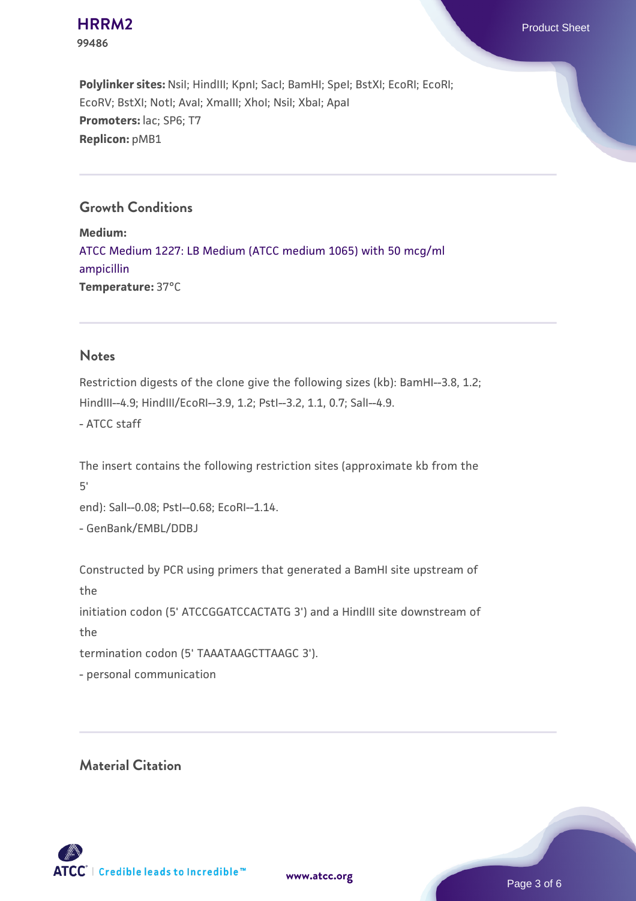**Polylinker sites:** NsiI; HindIII; KpnI; SacI; BamHI; SpeI; BstXI; EcoRI; EcoRI; EcoRV; BstXI; NotI; AvaI; XmaIII; XhoI; NsiI; XbaI; ApaI
**Promoters:** lac; SP6; T7
**Replicon:** pMB1

## Growth Conditions

**Medium:**
ATCC Medium 1227: LB Medium (ATCC medium 1065) with 50 mcg/ml ampicillin
**Temperature:** 37°C

## Notes

Restriction digests of the clone give the following sizes (kb): BamHI--3.8, 1.2; HindIII--4.9; HindIII/EcoRI--3.9, 1.2; PstI--3.2, 1.1, 0.7; SalI--4.9.
- ATCC staff

The insert contains the following restriction sites (approximate kb from the 5'
end): SalI--0.08; PstI--0.68; EcoRI--1.14.
- GenBank/EMBL/DDBJ

Constructed by PCR using primers that generated a BamHI site upstream of the
initiation codon (5' ATCCGGATCCACTATG 3') and a HindIII site downstream of the
termination codon (5' TAAATAAGCTTAAGC 3').
- personal communication

## Material Citation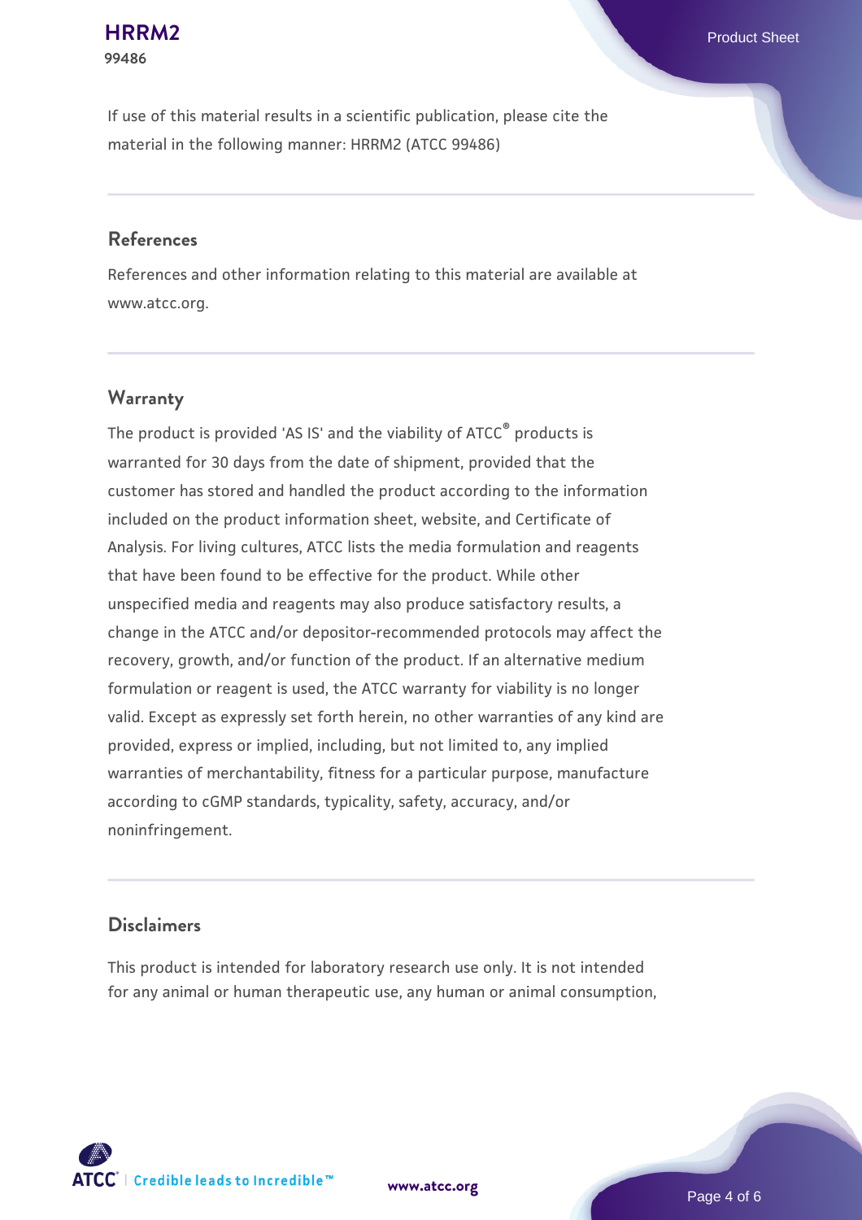If use of this material results in a scientific publication, please cite the material in the following manner: HRRM2 (ATCC 99486)

## References

References and other information relating to this material are available at www.atcc.org.

## Warranty

The product is provided 'AS IS' and the viability of ATCC® products is warranted for 30 days from the date of shipment, provided that the customer has stored and handled the product according to the information included on the product information sheet, website, and Certificate of Analysis. For living cultures, ATCC lists the media formulation and reagents that have been found to be effective for the product. While other unspecified media and reagents may also produce satisfactory results, a change in the ATCC and/or depositor-recommended protocols may affect the recovery, growth, and/or function of the product. If an alternative medium formulation or reagent is used, the ATCC warranty for viability is no longer valid. Except as expressly set forth herein, no other warranties of any kind are provided, express or implied, including, but not limited to, any implied warranties of merchantability, fitness for a particular purpose, manufacture according to cGMP standards, typicality, safety, accuracy, and/or noninfringement.

## Disclaimers

This product is intended for laboratory research use only. It is not intended for any animal or human therapeutic use, any human or animal consumption,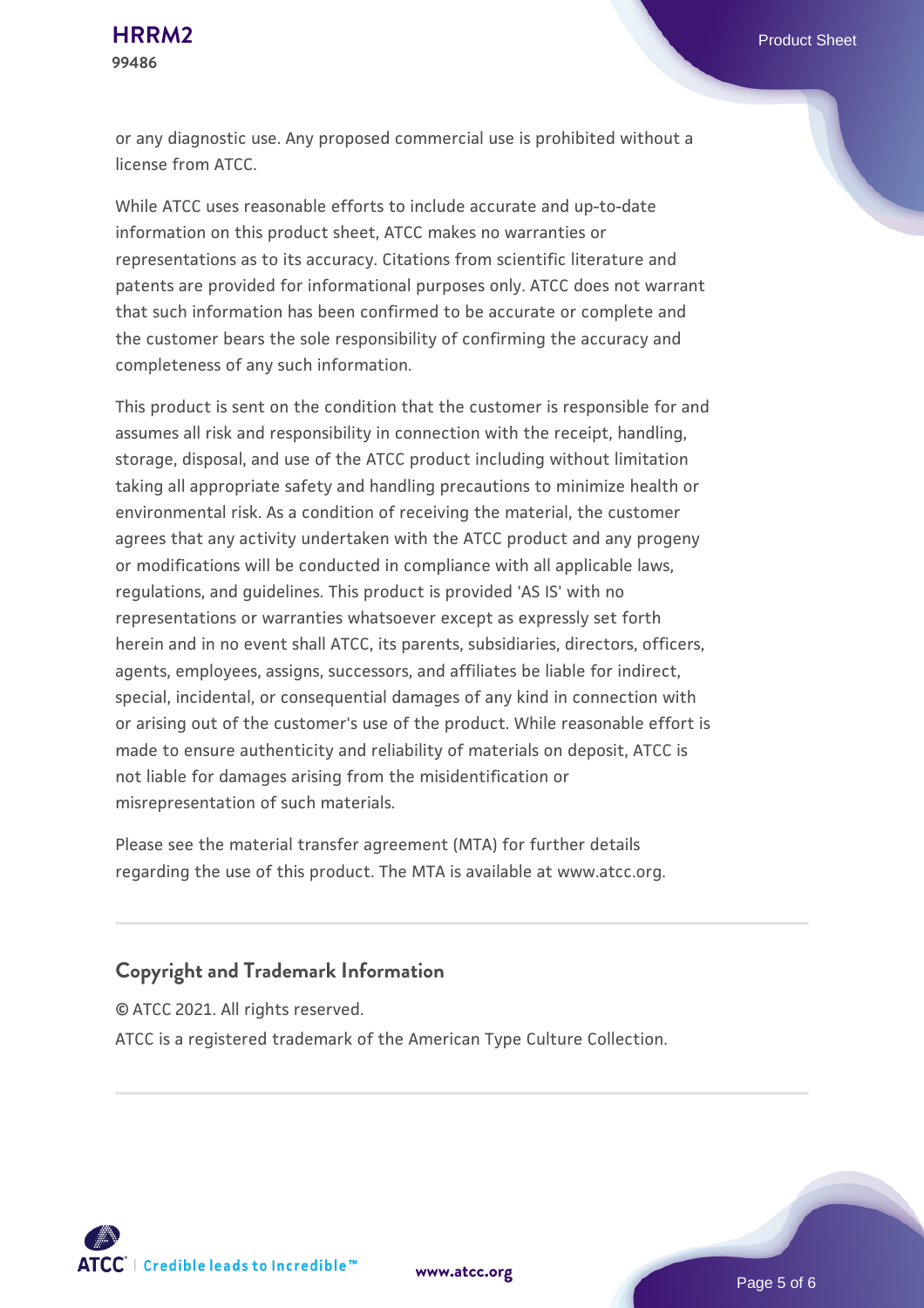or any diagnostic use. Any proposed commercial use is prohibited without a license from ATCC.

While ATCC uses reasonable efforts to include accurate and up-to-date information on this product sheet, ATCC makes no warranties or representations as to its accuracy. Citations from scientific literature and patents are provided for informational purposes only. ATCC does not warrant that such information has been confirmed to be accurate or complete and the customer bears the sole responsibility of confirming the accuracy and completeness of any such information.

This product is sent on the condition that the customer is responsible for and assumes all risk and responsibility in connection with the receipt, handling, storage, disposal, and use of the ATCC product including without limitation taking all appropriate safety and handling precautions to minimize health or environmental risk. As a condition of receiving the material, the customer agrees that any activity undertaken with the ATCC product and any progeny or modifications will be conducted in compliance with all applicable laws, regulations, and guidelines. This product is provided 'AS IS' with no representations or warranties whatsoever except as expressly set forth herein and in no event shall ATCC, its parents, subsidiaries, directors, officers, agents, employees, assigns, successors, and affiliates be liable for indirect, special, incidental, or consequential damages of any kind in connection with or arising out of the customer's use of the product. While reasonable effort is made to ensure authenticity and reliability of materials on deposit, ATCC is not liable for damages arising from the misidentification or misrepresentation of such materials.

Please see the material transfer agreement (MTA) for further details regarding the use of this product. The MTA is available at www.atcc.org.

## Copyright and Trademark Information

© ATCC 2021. All rights reserved.

ATCC is a registered trademark of the American Type Culture Collection.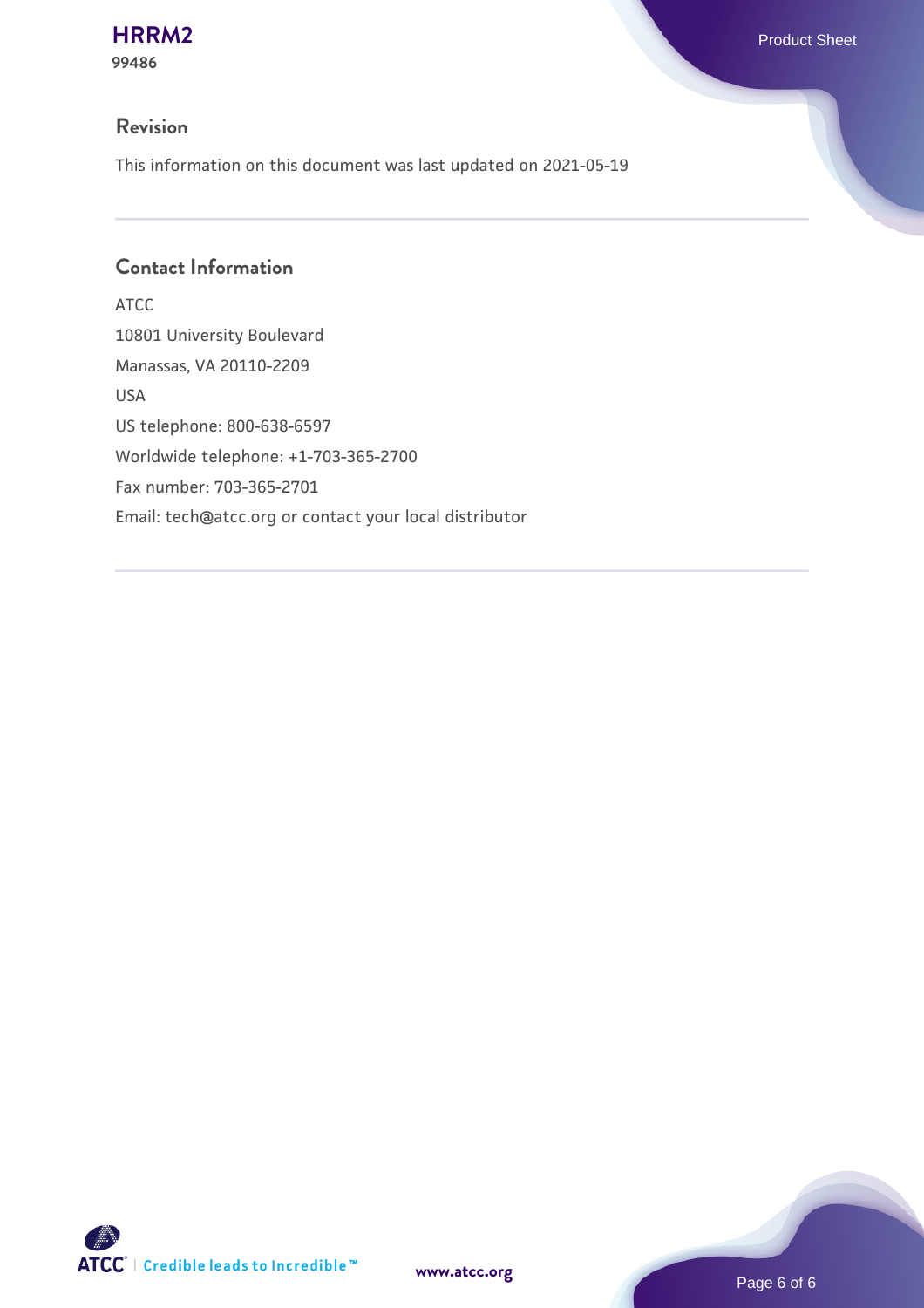## Revision

This information on this document was last updated on 2021-05-19

## Contact Information

ATCC
10801 University Boulevard
Manassas, VA 20110-2209
USA
US telephone: 800-638-6597
Worldwide telephone: +1-703-365-2700
Fax number: 703-365-2701
Email: tech@atcc.org or contact your local distributor